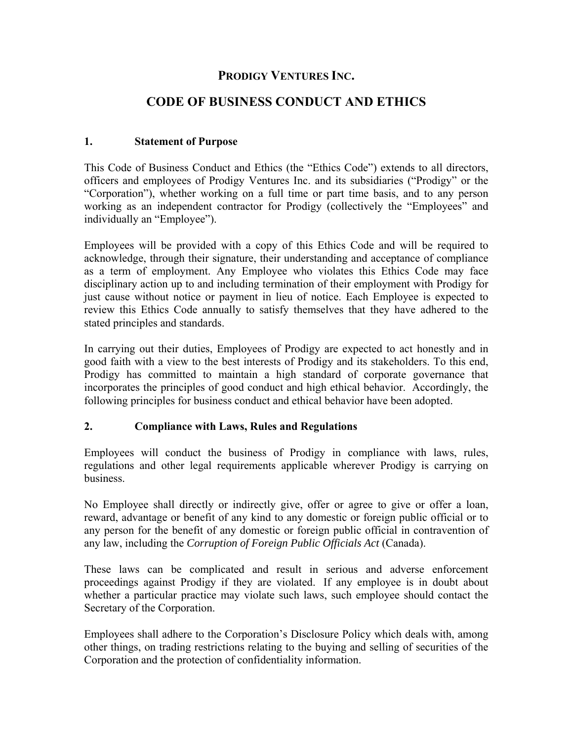# PRODIGY VENTURES INC.

# CODE OF BUSINESS CONDUCT AND ETHICS

## 1. Statement of Purpose

This Code of Business Conduct and Ethics (the "Ethics Code") extends to all directors, officers and employees of Prodigy Ventures Inc. and its subsidiaries ("Prodigy" or the "Corporation"), whether working on a full time or part time basis, and to any person working as an independent contractor for Prodigy (collectively the "Employees" and individually an "Employee").

Employees will be provided with a copy of this Ethics Code and will be required to acknowledge, through their signature, their understanding and acceptance of compliance as a term of employment. Any Employee who violates this Ethics Code may face disciplinary action up to and including termination of their employment with Prodigy for just cause without notice or payment in lieu of notice. Each Employee is expected to review this Ethics Code annually to satisfy themselves that they have adhered to the stated principles and standards.

In carrying out their duties, Employees of Prodigy are expected to act honestly and in good faith with a view to the best interests of Prodigy and its stakeholders. To this end, Prodigy has committed to maintain a high standard of corporate governance that incorporates the principles of good conduct and high ethical behavior. Accordingly, the following principles for business conduct and ethical behavior have been adopted.

## 2. Compliance with Laws, Rules and Regulations

Employees will conduct the business of Prodigy in compliance with laws, rules, regulations and other legal requirements applicable wherever Prodigy is carrying on business.

No Employee shall directly or indirectly give, offer or agree to give or offer a loan, reward, advantage or benefit of any kind to any domestic or foreign public official or to any person for the benefit of any domestic or foreign public official in contravention of any law, including the *Corruption of Foreign Public Officials Act* (Canada).

These laws can be complicated and result in serious and adverse enforcement proceedings against Prodigy if they are violated. If any employee is in doubt about whether a particular practice may violate such laws, such employee should contact the Secretary of the Corporation.

Employees shall adhere to the Corporation's Disclosure Policy which deals with, among other things, on trading restrictions relating to the buying and selling of securities of the Corporation and the protection of confidentiality information.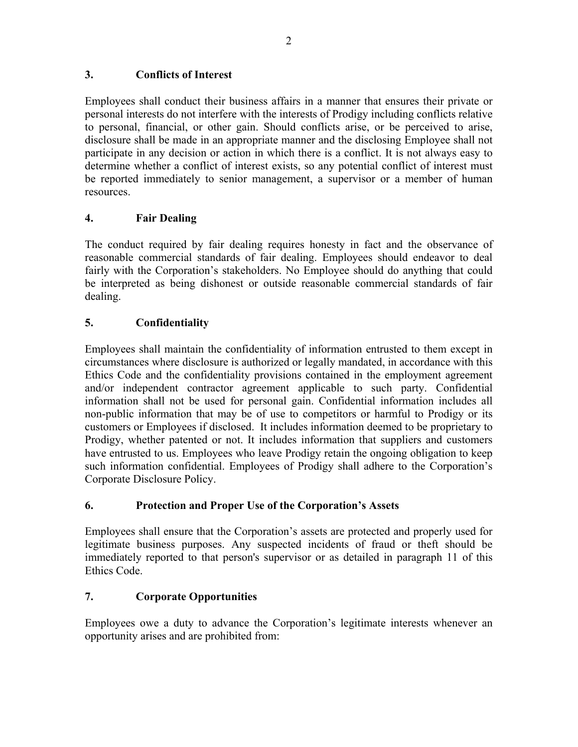## 3. Conflicts of Interest

Employees shall conduct their business affairs in a manner that ensures their private or personal interests do not interfere with the interests of Prodigy including conflicts relative to personal, financial, or other gain. Should conflicts arise, or be perceived to arise, disclosure shall be made in an appropriate manner and the disclosing Employee shall not participate in any decision or action in which there is a conflict. It is not always easy to determine whether a conflict of interest exists, so any potential conflict of interest must be reported immediately to senior management, a supervisor or a member of human resources.

## 4. Fair Dealing

The conduct required by fair dealing requires honesty in fact and the observance of reasonable commercial standards of fair dealing. Employees should endeavor to deal fairly with the Corporation's stakeholders. No Employee should do anything that could be interpreted as being dishonest or outside reasonable commercial standards of fair dealing.

## 5. Confidentiality

Employees shall maintain the confidentiality of information entrusted to them except in circumstances where disclosure is authorized or legally mandated, in accordance with this Ethics Code and the confidentiality provisions contained in the employment agreement and/or independent contractor agreement applicable to such party. Confidential information shall not be used for personal gain. Confidential information includes all non-public information that may be of use to competitors or harmful to Prodigy or its customers or Employees if disclosed. It includes information deemed to be proprietary to Prodigy, whether patented or not. It includes information that suppliers and customers have entrusted to us. Employees who leave Prodigy retain the ongoing obligation to keep such information confidential. Employees of Prodigy shall adhere to the Corporation's Corporate Disclosure Policy.

## 6. Protection and Proper Use of the Corporation's Assets

Employees shall ensure that the Corporation's assets are protected and properly used for legitimate business purposes. Any suspected incidents of fraud or theft should be immediately reported to that person's supervisor or as detailed in paragraph 11 of this Ethics Code.

## 7. Corporate Opportunities

Employees owe a duty to advance the Corporation's legitimate interests whenever an opportunity arises and are prohibited from: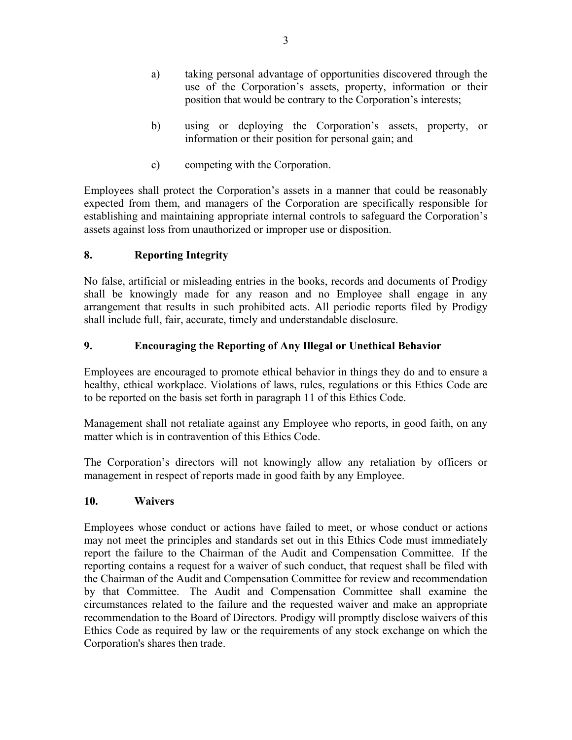a) taking personal advantage of opportunities discovered through the use of the Corporation's assets, property, information or their position that would be contrary to the Corporation's interests;

b) using or deploying the Corporation's assets, property, or information or their position for personal gain; and

c) competing with the Corporation.

Employees shall protect the Corporation's assets in a manner that could be reasonably expected from them, and managers of the Corporation are specifically responsible for establishing and maintaining appropriate internal controls to safeguard the Corporation's assets against loss from unauthorized or improper use or disposition.

## 8. Reporting Integrity

No false, artificial or misleading entries in the books, records and documents of Prodigy shall be knowingly made for any reason and no Employee shall engage in any arrangement that results in such prohibited acts. All periodic reports filed by Prodigy shall include full, fair, accurate, timely and understandable disclosure.

## 9. Encouraging the Reporting of Any Illegal or Unethical Behavior

Employees are encouraged to promote ethical behavior in things they do and to ensure a healthy, ethical workplace. Violations of laws, rules, regulations or this Ethics Code are to be reported on the basis set forth in paragraph 11 of this Ethics Code.

Management shall not retaliate against any Employee who reports, in good faith, on any matter which is in contravention of this Ethics Code.

The Corporation's directors will not knowingly allow any retaliation by officers or management in respect of reports made in good faith by any Employee.

## 10. Waivers

Employees whose conduct or actions have failed to meet, or whose conduct or actions may not meet the principles and standards set out in this Ethics Code must immediately report the failure to the Chairman of the Audit and Compensation Committee. If the reporting contains a request for a waiver of such conduct, that request shall be filed with the Chairman of the Audit and Compensation Committee for review and recommendation by that Committee. The Audit and Compensation Committee shall examine the circumstances related to the failure and the requested waiver and make an appropriate recommendation to the Board of Directors. Prodigy will promptly disclose waivers of this Ethics Code as required by law or the requirements of any stock exchange on which the Corporation's shares then trade.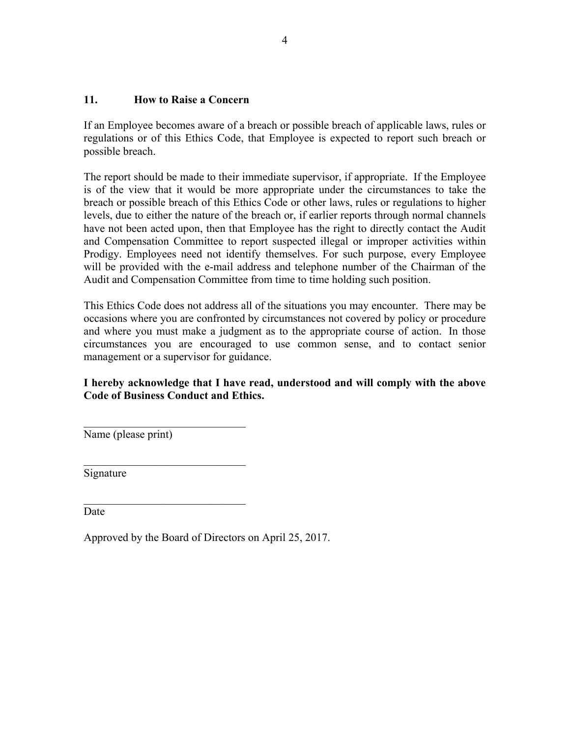## 11. How to Raise a Concern

If an Employee becomes aware of a breach or possible breach of applicable laws, rules or regulations or of this Ethics Code, that Employee is expected to report such breach or possible breach.

The report should be made to their immediate supervisor, if appropriate. If the Employee is of the view that it would be more appropriate under the circumstances to take the breach or possible breach of this Ethics Code or other laws, rules or regulations to higher levels, due to either the nature of the breach or, if earlier reports through normal channels have not been acted upon, then that Employee has the right to directly contact the Audit and Compensation Committee to report suspected illegal or improper activities within Prodigy. Employees need not identify themselves. For such purpose, every Employee will be provided with the e-mail address and telephone number of the Chairman of the Audit and Compensation Committee from time to time holding such position.

This Ethics Code does not address all of the situations you may encounter. There may be occasions where you are confronted by circumstances not covered by policy or procedure and where you must make a judgment as to the appropriate course of action. In those circumstances you are encouraged to use common sense, and to contact senior management or a supervisor for guidance.

**I hereby acknowledge that I have read, understood and will comply with the above Code of Business Conduct and Ethics.**

______________________________
Name (please print)

______________________________
Signature

______________________________
Date

Approved by the Board of Directors on April 25, 2017.